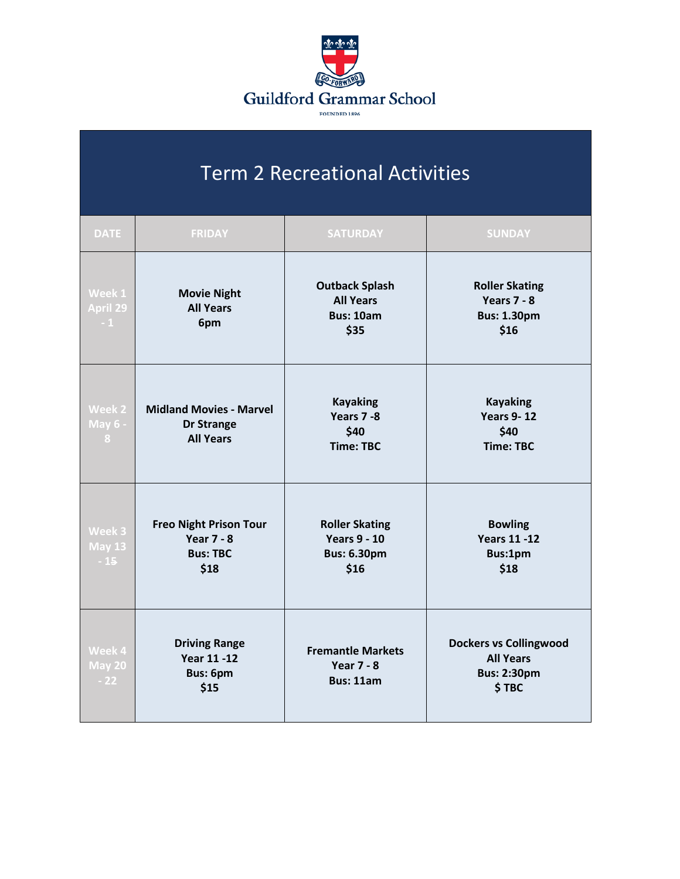Guildford Grammar School

FOUNDED 1896

# Term 2 Recreational Activities

| DATE | FRIDAY | SATURDAY | SUNDAY |
|---|---|---|---|
| Week 1 April 29 - 1 | **Movie Night** **All Years** **6pm** | **Outback Splash** **All Years** **Bus: 10am** **$35** | **Roller Skating** **Years 7 - 8** **Bus: 1.30pm** **$16** |
| Week 2 May 6 - 8 | **Midland Movies - Marvel Dr Strange** **All Years** | **Kayaking** **Years 7 -8** **$40** **Time: TBC** | **Kayaking** **Years 9- 12** **$40** **Time: TBC** |
| Week 3 May 13 - 15 | **Freo Night Prison Tour** **Year 7 - 8** **Bus: TBC** **$18** | **Roller Skating** **Years 9 - 10** **Bus: 6.30pm** **$16** | **Bowling** **Years 11 -12** **Bus:1pm** **$18** |
| Week 4 May 20 - 22 | **Driving Range** **Year 11 -12** **Bus: 6pm** **$15** | **Fremantle Markets** **Year 7 - 8** **Bus: 11am** | **Dockers vs Collingwood** **All Years** **Bus: 2:30pm** **$ TBC** |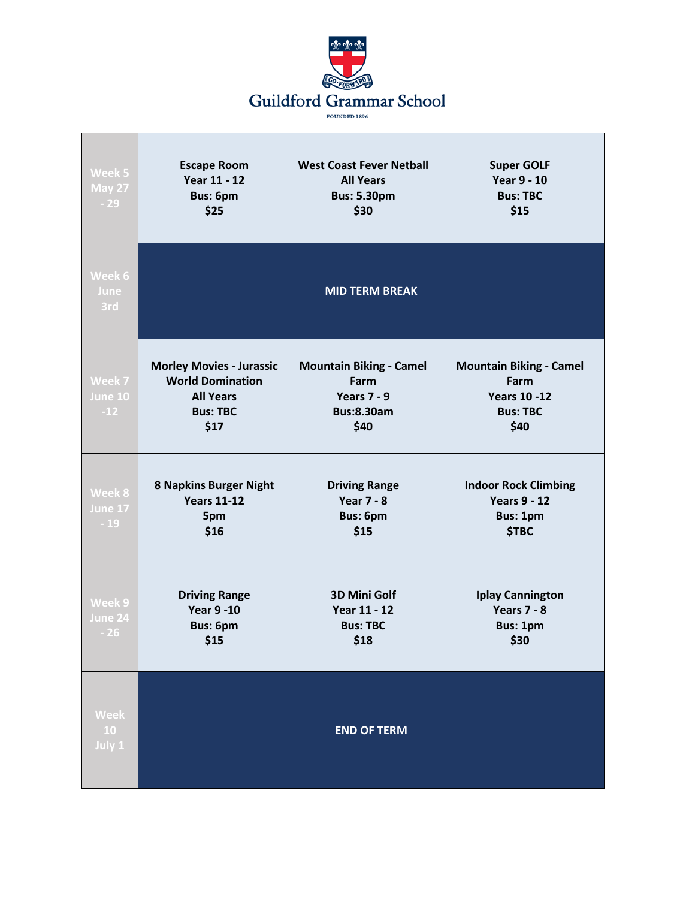Guildford Grammar School

FOUNDED 1896

| | | | |
|---|---|---|---|
| Week 5 May 27 - 29 | **Escape Room**<br>**Year 11 - 12**<br>**Bus: 6pm**<br>**$25** | **West Coast Fever Netball**<br>**All Years**<br>**Bus: 5.30pm**<br>**$30** | **Super GOLF**<br>**Year 9 - 10**<br>**Bus: TBC**<br>**$15** |
| Week 6 June 3rd | **MID TERM BREAK** | | |
| Week 7 June 10 -12 | **Morley Movies - Jurassic World Domination**<br>**All Years**<br>**Bus: TBC**<br>**$17** | **Mountain Biking - Camel Farm**<br>**Years 7 - 9**<br>**Bus:8.30am**<br>**$40** | **Mountain Biking - Camel Farm**<br>**Years 10 -12**<br>**Bus: TBC**<br>**$40** |
| Week 8 June 17 - 19 | **8 Napkins Burger Night**<br>**Years 11-12**<br>**5pm**<br>**$16** | **Driving Range**<br>**Year 7 - 8**<br>**Bus: 6pm**<br>**$15** | **Indoor Rock Climbing**<br>**Years 9 - 12**<br>**Bus: 1pm**<br>**$TBC** |
| Week 9 June 24 - 26 | **Driving Range**<br>**Year 9 -10**<br>**Bus: 6pm**<br>**$15** | **3D Mini Golf**<br>**Year 11 - 12**<br>**Bus: TBC**<br>**$18** | **Iplay Cannington**<br>**Years 7 - 8**<br>**Bus: 1pm**<br>**$30** |
| Week 10 July 1 | **END OF TERM** | | |